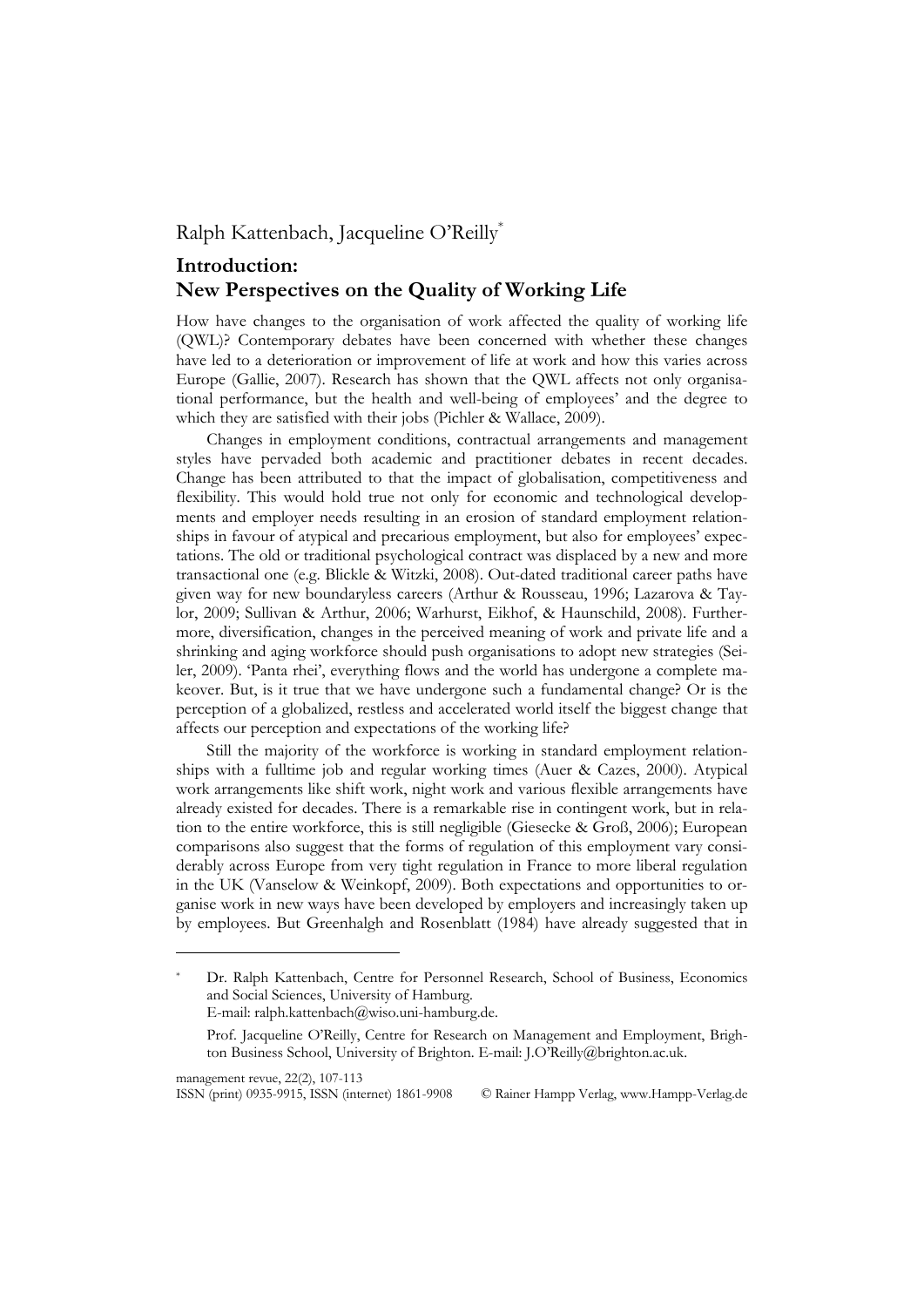Ralph Kattenbach, Jacqueline O'Reilly*

# Introduction: New Perspectives on the Quality of Working Life

How have changes to the organisation of work affected the quality of working life (QWL)? Contemporary debates have been concerned with whether these changes have led to a deterioration or improvement of life at work and how this varies across Europe (Gallie, 2007). Research has shown that the QWL affects not only organisational performance, but the health and well-being of employees' and the degree to which they are satisfied with their jobs (Pichler & Wallace, 2009).

Changes in employment conditions, contractual arrangements and management styles have pervaded both academic and practitioner debates in recent decades. Change has been attributed to that the impact of globalisation, competitiveness and flexibility. This would hold true not only for economic and technological developments and employer needs resulting in an erosion of standard employment relationships in favour of atypical and precarious employment, but also for employees' expectations. The old or traditional psychological contract was displaced by a new and more transactional one (e.g. Blickle & Witzki, 2008). Out-dated traditional career paths have given way for new boundaryless careers (Arthur & Rousseau, 1996; Lazarova & Taylor, 2009; Sullivan & Arthur, 2006; Warhurst, Eikhof, & Haunschild, 2008). Furthermore, diversification, changes in the perceived meaning of work and private life and a shrinking and aging workforce should push organisations to adopt new strategies (Seiler, 2009). 'Panta rhei', everything flows and the world has undergone a complete makeover. But, is it true that we have undergone such a fundamental change? Or is the perception of a globalized, restless and accelerated world itself the biggest change that affects our perception and expectations of the working life?

Still the majority of the workforce is working in standard employment relationships with a fulltime job and regular working times (Auer & Cazes, 2000). Atypical work arrangements like shift work, night work and various flexible arrangements have already existed for decades. There is a remarkable rise in contingent work, but in relation to the entire workforce, this is still negligible (Giesecke & Groß, 2006); European comparisons also suggest that the forms of regulation of this employment vary considerably across Europe from very tight regulation in France to more liberal regulation in the UK (Vanselow & Weinkopf, 2009). Both expectations and opportunities to organise work in new ways have been developed by employers and increasingly taken up by employees. But Greenhalgh and Rosenblatt (1984) have already suggested that in

---

\* Dr. Ralph Kattenbach, Centre for Personnel Research, School of Business, Economics and Social Sciences, University of Hamburg. E-mail: ralph.kattenbach@wiso.uni-hamburg.de.

Prof. Jacqueline O'Reilly, Centre for Research on Management and Employment, Brighton Business School, University of Brighton. E-mail: J.O'Reilly@brighton.ac.uk.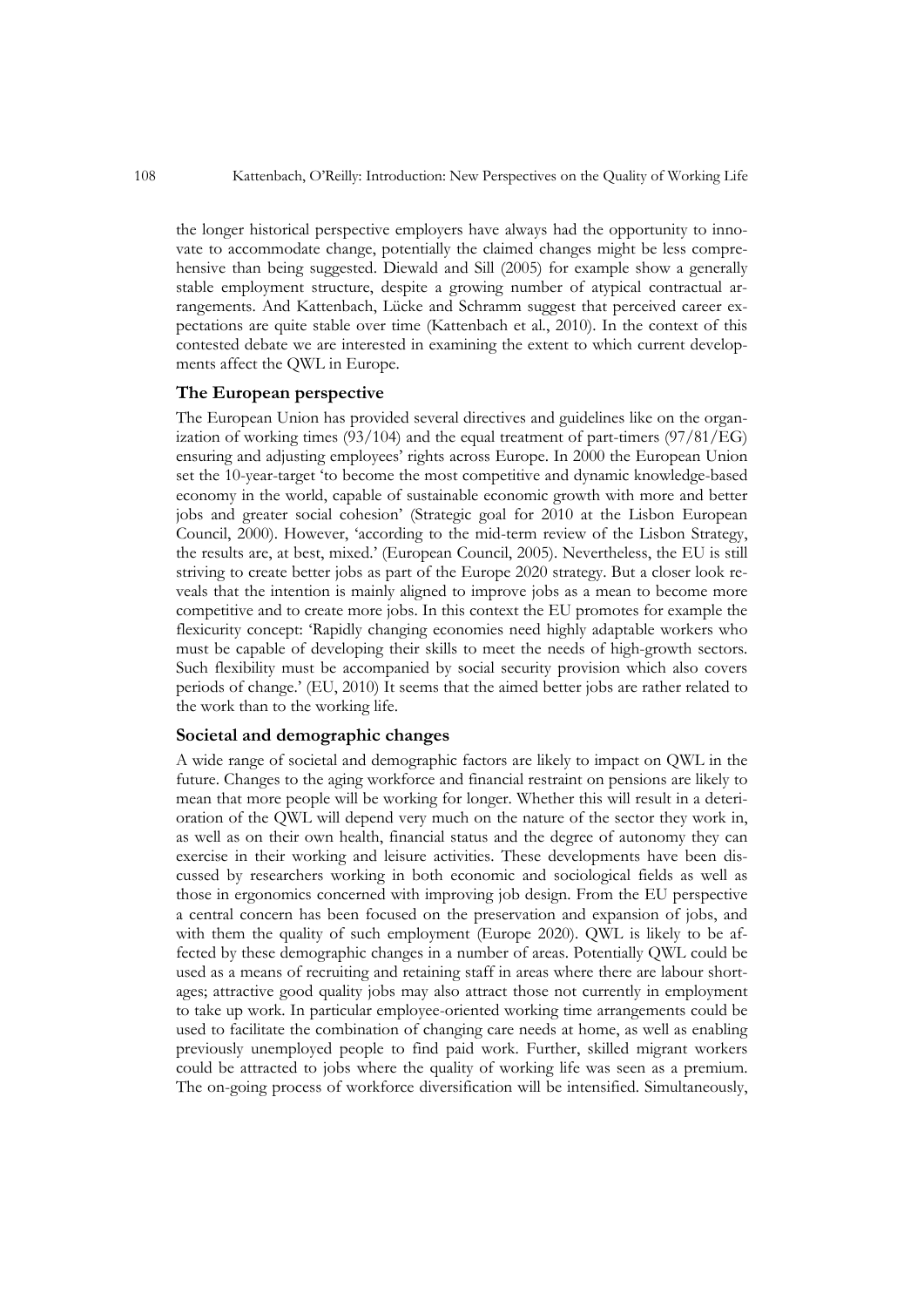the longer historical perspective employers have always had the opportunity to innovate to accommodate change, potentially the claimed changes might be less comprehensive than being suggested. Diewald and Sill (2005) for example show a generally stable employment structure, despite a growing number of atypical contractual arrangements. And Kattenbach, Lücke and Schramm suggest that perceived career expectations are quite stable over time (Kattenbach et al., 2010). In the context of this contested debate we are interested in examining the extent to which current developments affect the QWL in Europe.

## The European perspective

The European Union has provided several directives and guidelines like on the organization of working times (93/104) and the equal treatment of part-timers (97/81/EG) ensuring and adjusting employees' rights across Europe. In 2000 the European Union set the 10-year-target 'to become the most competitive and dynamic knowledge-based economy in the world, capable of sustainable economic growth with more and better jobs and greater social cohesion' (Strategic goal for 2010 at the Lisbon European Council, 2000). However, 'according to the mid-term review of the Lisbon Strategy, the results are, at best, mixed.' (European Council, 2005). Nevertheless, the EU is still striving to create better jobs as part of the Europe 2020 strategy. But a closer look reveals that the intention is mainly aligned to improve jobs as a mean to become more competitive and to create more jobs. In this context the EU promotes for example the flexicurity concept: 'Rapidly changing economies need highly adaptable workers who must be capable of developing their skills to meet the needs of high-growth sectors. Such flexibility must be accompanied by social security provision which also covers periods of change.' (EU, 2010) It seems that the aimed better jobs are rather related to the work than to the working life.

## Societal and demographic changes

A wide range of societal and demographic factors are likely to impact on QWL in the future. Changes to the aging workforce and financial restraint on pensions are likely to mean that more people will be working for longer. Whether this will result in a deterioration of the QWL will depend very much on the nature of the sector they work in, as well as on their own health, financial status and the degree of autonomy they can exercise in their working and leisure activities. These developments have been discussed by researchers working in both economic and sociological fields as well as those in ergonomics concerned with improving job design. From the EU perspective a central concern has been focused on the preservation and expansion of jobs, and with them the quality of such employment (Europe 2020). QWL is likely to be affected by these demographic changes in a number of areas. Potentially QWL could be used as a means of recruiting and retaining staff in areas where there are labour shortages; attractive good quality jobs may also attract those not currently in employment to take up work. In particular employee-oriented working time arrangements could be used to facilitate the combination of changing care needs at home, as well as enabling previously unemployed people to find paid work. Further, skilled migrant workers could be attracted to jobs where the quality of working life was seen as a premium. The on-going process of workforce diversification will be intensified. Simultaneously,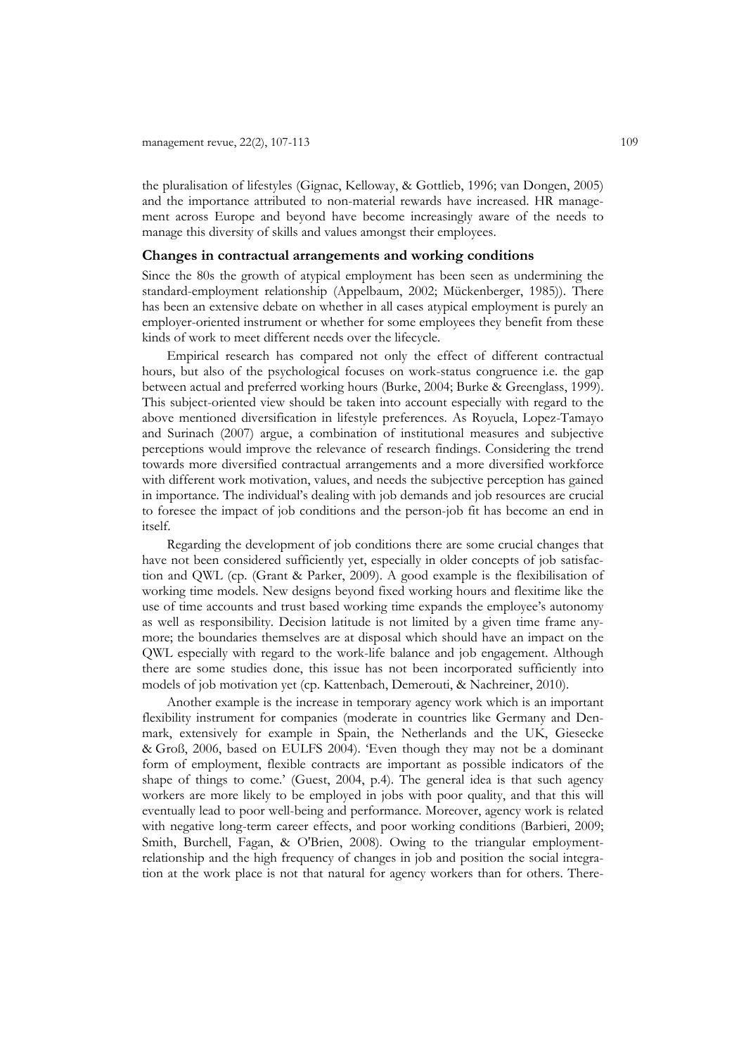the pluralisation of lifestyles (Gignac, Kelloway, & Gottlieb, 1996; van Dongen, 2005) and the importance attributed to non-material rewards have increased. HR management across Europe and beyond have become increasingly aware of the needs to manage this diversity of skills and values amongst their employees.

### Changes in contractual arrangements and working conditions

Since the 80s the growth of atypical employment has been seen as undermining the standard-employment relationship (Appelbaum, 2002; Mückenberger, 1985)). There has been an extensive debate on whether in all cases atypical employment is purely an employer-oriented instrument or whether for some employees they benefit from these kinds of work to meet different needs over the lifecycle.

Empirical research has compared not only the effect of different contractual hours, but also of the psychological focuses on work-status congruence i.e. the gap between actual and preferred working hours (Burke, 2004; Burke & Greenglass, 1999). This subject-oriented view should be taken into account especially with regard to the above mentioned diversification in lifestyle preferences. As Royuela, Lopez-Tamayo and Surinach (2007) argue, a combination of institutional measures and subjective perceptions would improve the relevance of research findings. Considering the trend towards more diversified contractual arrangements and a more diversified workforce with different work motivation, values, and needs the subjective perception has gained in importance. The individual's dealing with job demands and job resources are crucial to foresee the impact of job conditions and the person-job fit has become an end in itself.

Regarding the development of job conditions there are some crucial changes that have not been considered sufficiently yet, especially in older concepts of job satisfaction and QWL (cp. (Grant & Parker, 2009). A good example is the flexibilisation of working time models. New designs beyond fixed working hours and flexitime like the use of time accounts and trust based working time expands the employee's autonomy as well as responsibility. Decision latitude is not limited by a given time frame anymore; the boundaries themselves are at disposal which should have an impact on the QWL especially with regard to the work-life balance and job engagement. Although there are some studies done, this issue has not been incorporated sufficiently into models of job motivation yet (cp. Kattenbach, Demerouti, & Nachreiner, 2010).

Another example is the increase in temporary agency work which is an important flexibility instrument for companies (moderate in countries like Germany and Denmark, extensively for example in Spain, the Netherlands and the UK, Giesecke & Groß, 2006, based on EULFS 2004). 'Even though they may not be a dominant form of employment, flexible contracts are important as possible indicators of the shape of things to come.' (Guest, 2004, p.4). The general idea is that such agency workers are more likely to be employed in jobs with poor quality, and that this will eventually lead to poor well-being and performance. Moreover, agency work is related with negative long-term career effects, and poor working conditions (Barbieri, 2009; Smith, Burchell, Fagan, & O'Brien, 2008). Owing to the triangular employment-relationship and the high frequency of changes in job and position the social integration at the work place is not that natural for agency workers than for others. There-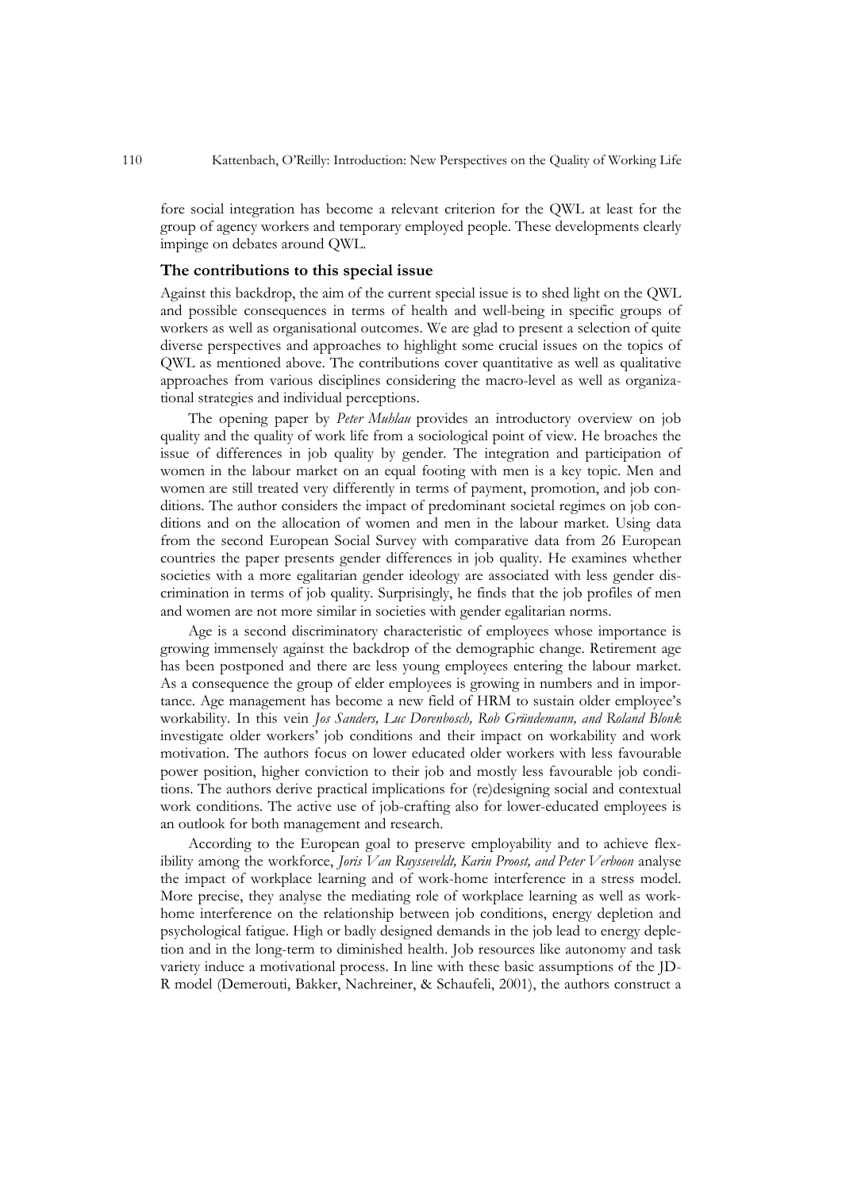fore social integration has become a relevant criterion for the QWL at least for the group of agency workers and temporary employed people. These developments clearly impinge on debates around QWL.

## The contributions to this special issue

Against this backdrop, the aim of the current special issue is to shed light on the QWL and possible consequences in terms of health and well-being in specific groups of workers as well as organisational outcomes. We are glad to present a selection of quite diverse perspectives and approaches to highlight some crucial issues on the topics of QWL as mentioned above. The contributions cover quantitative as well as qualitative approaches from various disciplines considering the macro-level as well as organizational strategies and individual perceptions.

The opening paper by *Peter Muhlau* provides an introductory overview on job quality and the quality of work life from a sociological point of view. He broaches the issue of differences in job quality by gender. The integration and participation of women in the labour market on an equal footing with men is a key topic. Men and women are still treated very differently in terms of payment, promotion, and job conditions. The author considers the impact of predominant societal regimes on job conditions and on the allocation of women and men in the labour market. Using data from the second European Social Survey with comparative data from 26 European countries the paper presents gender differences in job quality. He examines whether societies with a more egalitarian gender ideology are associated with less gender discrimination in terms of job quality. Surprisingly, he finds that the job profiles of men and women are not more similar in societies with gender egalitarian norms.

Age is a second discriminatory characteristic of employees whose importance is growing immensely against the backdrop of the demographic change. Retirement age has been postponed and there are less young employees entering the labour market. As a consequence the group of elder employees is growing in numbers and in importance. Age management has become a new field of HRM to sustain older employee's workability. In this vein *Jos Sanders, Luc Dorenbosch, Rob Gründemann, and Roland Blonk* investigate older workers' job conditions and their impact on workability and work motivation. The authors focus on lower educated older workers with less favourable power position, higher conviction to their job and mostly less favourable job conditions. The authors derive practical implications for (re)designing social and contextual work conditions. The active use of job-crafting also for lower-educated employees is an outlook for both management and research.

According to the European goal to preserve employability and to achieve flexibility among the workforce, *Joris Van Ruysseveldt, Karin Proost, and Peter Verboon* analyse the impact of workplace learning and of work-home interference in a stress model. More precise, they analyse the mediating role of workplace learning as well as work-home interference on the relationship between job conditions, energy depletion and psychological fatigue. High or badly designed demands in the job lead to energy depletion and in the long-term to diminished health. Job resources like autonomy and task variety induce a motivational process. In line with these basic assumptions of the JD-R model (Demerouti, Bakker, Nachreiner, & Schaufeli, 2001), the authors construct a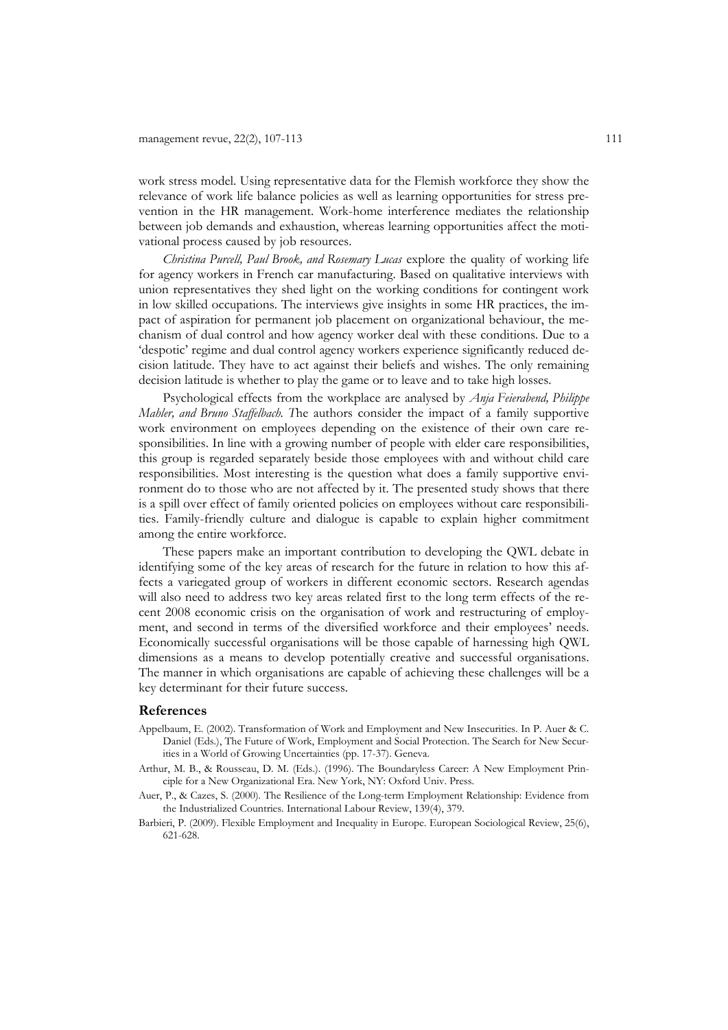work stress model. Using representative data for the Flemish workforce they show the relevance of work life balance policies as well as learning opportunities for stress prevention in the HR management. Work-home interference mediates the relationship between job demands and exhaustion, whereas learning opportunities affect the motivational process caused by job resources.

*Christina Purcell, Paul Brook, and Rosemary Lucas* explore the quality of working life for agency workers in French car manufacturing. Based on qualitative interviews with union representatives they shed light on the working conditions for contingent work in low skilled occupations. The interviews give insights in some HR practices, the impact of aspiration for permanent job placement on organizational behaviour, the mechanism of dual control and how agency worker deal with these conditions. Due to a 'despotic' regime and dual control agency workers experience significantly reduced decision latitude. They have to act against their beliefs and wishes. The only remaining decision latitude is whether to play the game or to leave and to take high losses.

Psychological effects from the workplace are analysed by *Anja Feierabend, Philippe Mahler, and Bruno Staffelbach. T*he authors consider the impact of a family supportive work environment on employees depending on the existence of their own care responsibilities. In line with a growing number of people with elder care responsibilities, this group is regarded separately beside those employees with and without child care responsibilities. Most interesting is the question what does a family supportive environment do to those who are not affected by it. The presented study shows that there is a spill over effect of family oriented policies on employees without care responsibilities. Family-friendly culture and dialogue is capable to explain higher commitment among the entire workforce.

These papers make an important contribution to developing the QWL debate in identifying some of the key areas of research for the future in relation to how this affects a variegated group of workers in different economic sectors. Research agendas will also need to address two key areas related first to the long term effects of the recent 2008 economic crisis on the organisation of work and restructuring of employment, and second in terms of the diversified workforce and their employees' needs. Economically successful organisations will be those capable of harnessing high QWL dimensions as a means to develop potentially creative and successful organisations. The manner in which organisations are capable of achieving these challenges will be a key determinant for their future success.

## References

Appelbaum, E. (2002). Transformation of Work and Employment and New Insecurities. In P. Auer & C. Daniel (Eds.), The Future of Work, Employment and Social Protection. The Search for New Securities in a World of Growing Uncertainties (pp. 17-37). Geneva.

Arthur, M. B., & Rousseau, D. M. (Eds.). (1996). The Boundaryless Career: A New Employment Principle for a New Organizational Era. New York, NY: Oxford Univ. Press.

Auer, P., & Cazes, S. (2000). The Resilience of the Long-term Employment Relationship: Evidence from the Industrialized Countries. International Labour Review, 139(4), 379.

Barbieri, P. (2009). Flexible Employment and Inequality in Europe. European Sociological Review, 25(6), 621-628.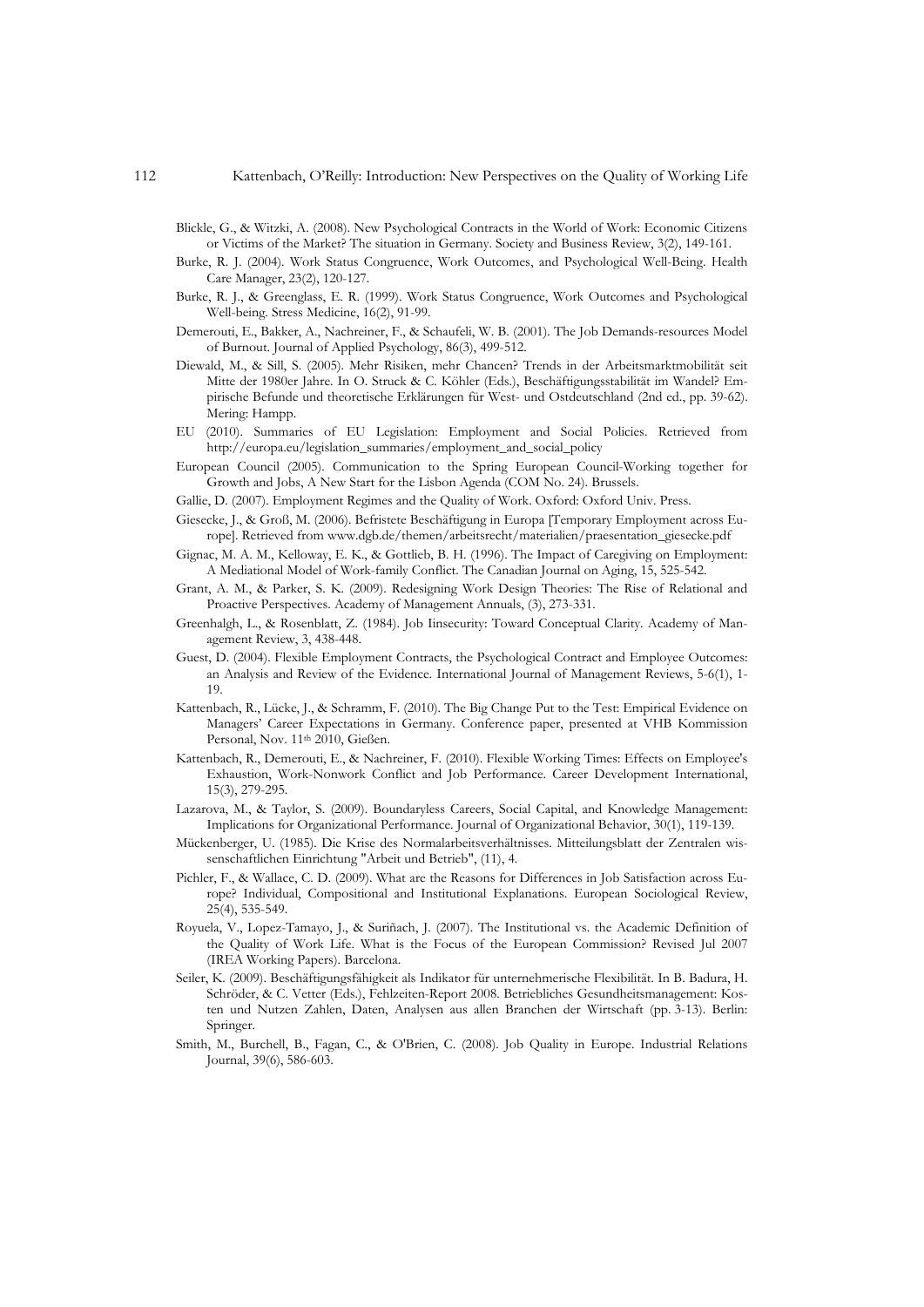Blickle, G., & Witzki, A. (2008). New Psychological Contracts in the World of Work: Economic Citizens or Victims of the Market? The situation in Germany. Society and Business Review, 3(2), 149-161.

Burke, R. J. (2004). Work Status Congruence, Work Outcomes, and Psychological Well-Being. Health Care Manager, 23(2), 120-127.

Burke, R. J., & Greenglass, E. R. (1999). Work Status Congruence, Work Outcomes and Psychological Well-being. Stress Medicine, 16(2), 91-99.

Demerouti, E., Bakker, A., Nachreiner, F., & Schaufeli, W. B. (2001). The Job Demands-resources Model of Burnout. Journal of Applied Psychology, 86(3), 499-512.

Diewald, M., & Sill, S. (2005). Mehr Risiken, mehr Chancen? Trends in der Arbeitsmarktmobilität seit Mitte der 1980er Jahre. In O. Struck & C. Köhler (Eds.), Beschäftigungsstabilität im Wandel? Empirische Befunde und theoretische Erklärungen für West- und Ostdeutschland (2nd ed., pp. 39-62). Mering: Hampp.

EU (2010). Summaries of EU Legislation: Employment and Social Policies. Retrieved from http://europa.eu/legislation_summaries/employment_and_social_policy

European Council (2005). Communication to the Spring European Council-Working together for Growth and Jobs, A New Start for the Lisbon Agenda (COM No. 24). Brussels.

Gallie, D. (2007). Employment Regimes and the Quality of Work. Oxford: Oxford Univ. Press.

Giesecke, J., & Groß, M. (2006). Befristete Beschäftigung in Europa [Temporary Employment across Europe]. Retrieved from www.dgb.de/themen/arbeitsrecht/materialien/praesentation_giesecke.pdf

Gignac, M. A. M., Kelloway, E. K., & Gottlieb, B. H. (1996). The Impact of Caregiving on Employment: A Mediational Model of Work-family Conflict. The Canadian Journal on Aging, 15, 525-542.

Grant, A. M., & Parker, S. K. (2009). Redesigning Work Design Theories: The Rise of Relational and Proactive Perspectives. Academy of Management Annuals, (3), 273-331.

Greenhalgh, L., & Rosenblatt, Z. (1984). Job Iinsecurity: Toward Conceptual Clarity. Academy of Management Review, 3, 438-448.

Guest, D. (2004). Flexible Employment Contracts, the Psychological Contract and Employee Outcomes: an Analysis and Review of the Evidence. International Journal of Management Reviews, 5-6(1), 1-19.

Kattenbach, R., Lücke, J., & Schramm, F. (2010). The Big Change Put to the Test: Empirical Evidence on Managers' Career Expectations in Germany. Conference paper, presented at VHB Kommission Personal, Nov. 11th 2010, Gießen.

Kattenbach, R., Demerouti, E., & Nachreiner, F. (2010). Flexible Working Times: Effects on Employee's Exhaustion, Work-Nonwork Conflict and Job Performance. Career Development International, 15(3), 279-295.

Lazarova, M., & Taylor, S. (2009). Boundaryless Careers, Social Capital, and Knowledge Management: Implications for Organizational Performance. Journal of Organizational Behavior, 30(1), 119-139.

Mückenberger, U. (1985). Die Krise des Normalarbeitsverhältnisses. Mitteilungsblatt der Zentralen wissenschaftlichen Einrichtung "Arbeit und Betrieb", (11), 4.

Pichler, F., & Wallace, C. D. (2009). What are the Reasons for Differences in Job Satisfaction across Europe? Individual, Compositional and Institutional Explanations. European Sociological Review, 25(4), 535-549.

Royuela, V., Lopez-Tamayo, J., & Suriñach, J. (2007). The Institutional vs. the Academic Definition of the Quality of Work Life. What is the Focus of the European Commission? Revised Jul 2007 (IREA Working Papers). Barcelona.

Seiler, K. (2009). Beschäftigungsfähigkeit als Indikator für unternehmerische Flexibilität. In B. Badura, H. Schröder, & C. Vetter (Eds.), Fehlzeiten-Report 2008. Betriebliches Gesundheitsmanagement: Kosten und Nutzen Zahlen, Daten, Analysen aus allen Branchen der Wirtschaft (pp. 3-13). Berlin: Springer.

Smith, M., Burchell, B., Fagan, C., & O'Brien, C. (2008). Job Quality in Europe. Industrial Relations Journal, 39(6), 586-603.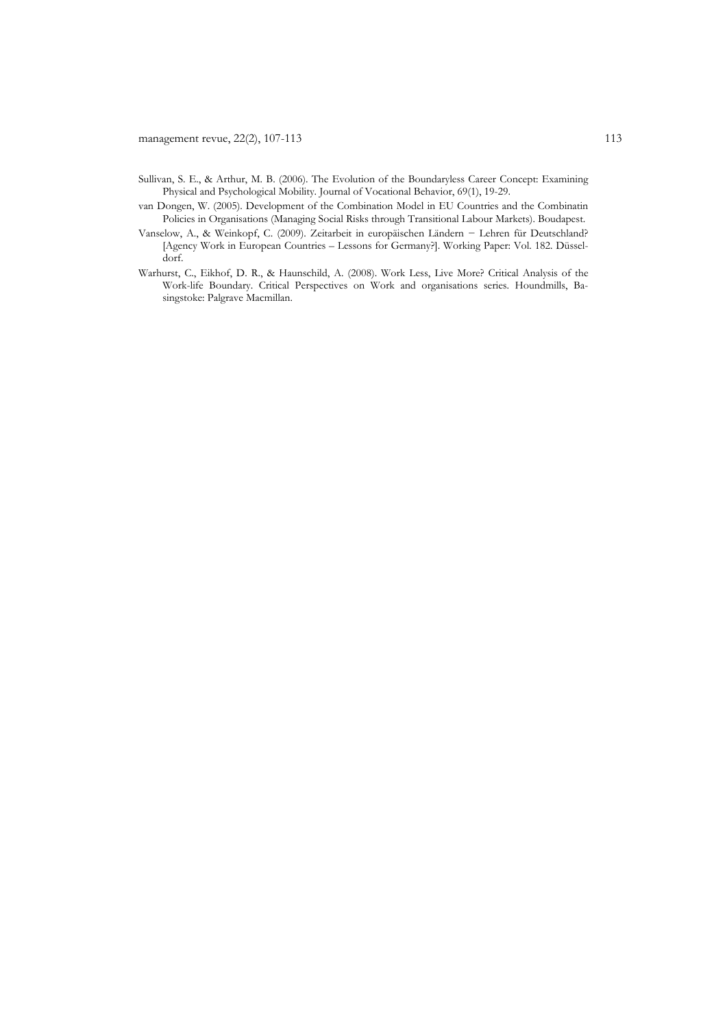Sullivan, S. E., & Arthur, M. B. (2006). The Evolution of the Boundaryless Career Concept: Examining Physical and Psychological Mobility. Journal of Vocational Behavior, 69(1), 19-29.

van Dongen, W. (2005). Development of the Combination Model in EU Countries and the Combinatin Policies in Organisations (Managing Social Risks through Transitional Labour Markets). Boudapest.

Vanselow, A., & Weinkopf, C. (2009). Zeitarbeit in europäischen Ländern – Lehren für Deutschland? [Agency Work in European Countries – Lessons for Germany?]. Working Paper: Vol. 182. Düsseldorf.

Warhurst, C., Eikhof, D. R., & Haunschild, A. (2008). Work Less, Live More? Critical Analysis of the Work-life Boundary. Critical Perspectives on Work and organisations series. Houndmills, Basingstoke: Palgrave Macmillan.